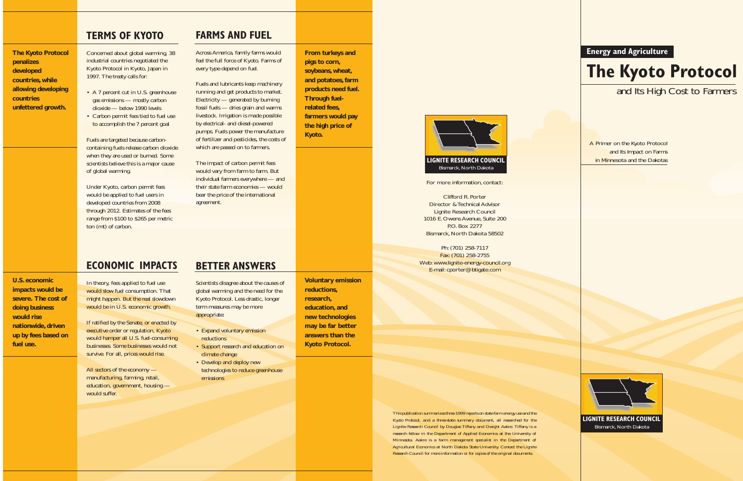**The Kyoto Protocol penalizes developed countries, while allowing developing countries unfettered growth.**

## TERMS OF KYOTO

Concerned about global warming, 38 industrial countries negotiated the Kyoto Protocol in Kyoto, Japan in 1997. The treaty calls for:

- A 7 percent cut in U.S. greenhouse gas emissions — mostly carbon dioxide — below 1990 levels
- Carbon permit fees tied to fuel use to accomplish the 7 percent goal

Fuels are targeted because carbon-containing fuels release carbon dioxide when they are used or burned. Some scientists believe this is a major cause of global warming.

Under Kyoto, carbon permit fees would be applied to fuel users in developed countries from 2008 through 2012. Estimates of the fees range from $100 to $265 per metric ton (mt) of carbon.

## FARMS AND FUEL

Across America, family farms would feel the full force of Kyoto. Farms of every type depend on fuel.

Fuels and lubricants keep machinery running and get products to market. Electricity — generated by burning fossil fuels — dries grain and warms livestock. Irrigation is made possible by electrical- and diesel-powered pumps. Fuels power the manufacture of fertilizer and pesticides, the costs of which are passed on to farmers.

The impact of carbon permit fees would vary from farm to farm. But individual farmers everywhere — and their state farm economies — would bear the price of the international agreement.

**From turkeys and pigs to corn, soybeans, wheat, and potatoes, farm products need fuel. Through fuel-related fees, farmers would pay the high price of Kyoto.**

**U.S. economic impacts would be severe. The cost of doing business would rise nationwide, driven up by fees based on fuel use.**

## ECONOMIC IMPACTS

In theory, fees applied to fuel use would slow fuel consumption. That might happen. But the real slowdown would be in U.S. economic growth.

If ratified by the Senate, or enacted by executive order or regulation, Kyoto would hamper all U.S. fuel-consuming businesses. Some businesses would not survive. For all, prices would rise.

All sectors of the economy — manufacturing, farming, retail, education, government, housing — would suffer.

## BETTER ANSWERS

Scientists disagree about the causes of global warming and the need for the Kyoto Protocol. Less drastic, longer term measures may be more appropriate:

- Expand voluntary emission reductions
- Support research and education on climate change
- Develop and deploy new technologies to reduce greenhouse emissions

**Voluntary emission reductions, research, education, and new technologies may be far better answers than the Kyoto Protocol.**

**LIGNITE RESEARCH COUNCIL**
Bismarck, North Dakota

For more information, contact:

Clifford R. Porter
Director & Technical Advisor
Lignite Research Council
1016 E. Owens Avenue, Suite 200
P.O. Box 2277
Bismarck, North Dakota 58502

Ph: (701) 258-7117
Fax: (701) 258-2755
Web: www.lignite-energy-council.org
E-mail: cporter@btigate.com

*This publication summarizes three 1999 reports on state farm energy use and the Kyoto Protocol, and a three-state summary document, all researched for the Lignite Research Council by Douglas Tiffany and Dwight Aakre. Tiffany is a research fellow in the Department of Applied Economics at the University of Minnesota. Aakre is a farm management specialist in the Department of Agricultural Economics at North Dakota State University. Contact the Lignite Research Council for more information or for copies of the original documents.*

**Energy and Agriculture**

# The Kyoto Protocol

## and Its High Cost to Farmers

A Primer on the Kyoto Protocol and Its Impact on Farms in Minnesota and the Dakotas

**LIGNITE RESEARCH COUNCIL**
Bismarck, North Dakota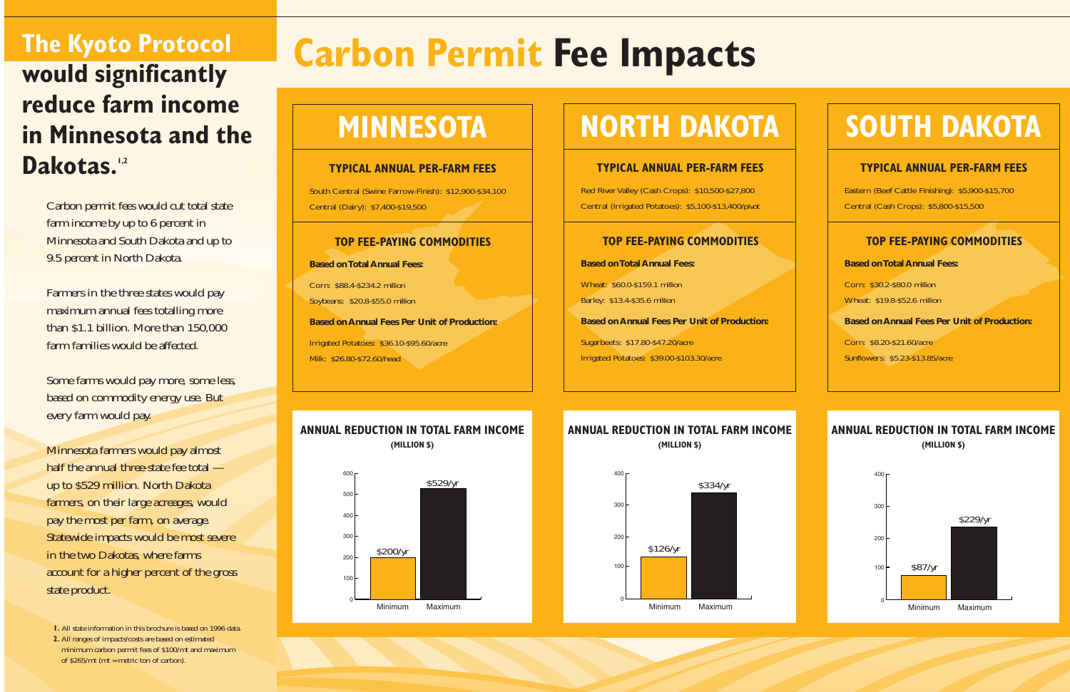# The Kyoto Protocol would significantly reduce farm income in Minnesota and the Dakotas.[1,2]

Carbon permit fees would cut total state farm income by up to 6 percent in Minnesota and South Dakota and up to 9.5 percent in North Dakota.

Farmers in the three states would pay maximum annual fees totalling more than $1.1 billion. More than 150,000 farm families would be affected.

Some farms would pay more, some less, based on commodity energy use. But every farm would pay.

Minnesota farmers would pay almost half the annual three-state fee total — up to $529 million. North Dakota farmers, on their large acreages, would pay the most per farm, on average. Statewide impacts would be most severe in the two Dakotas, where farms account for a higher percent of the gross state product.

1. All state information in this brochure is based on 1996 data.
2. All ranges of impacts/costs are based on estimated minimum carbon permit fees of $100/mt and maximum of $265/mt (mt = metric ton of carbon).

# Carbon Permit Fee Impacts

## MINNESOTA

### TYPICAL ANNUAL PER-FARM FEES

South Central (Swine Farrow-Finish): $12,900-$34,100

Central (Dairy): $7,400-$19,500

### TOP FEE-PAYING COMMODITIES

**Based on Total Annual Fees:**

Corn: $88.4-$234.2 million

Soybeans: $20.8-$55.0 million

**Based on Annual Fees Per Unit of Production:**

Irrigated Potatoes: $36.10-$95.60/acre

Milk: $26.80-$72.60/head

### ANNUAL REDUCTION IN TOTAL FARM INCOME (MILLION $)

600
500
400
300
200
100
0

$200/yr
$529/yr

Minimum
Maximum

## NORTH DAKOTA

### TYPICAL ANNUAL PER-FARM FEES

Red River Valley (Cash Crops): $10,500-$27,800

Central (Irrigated Potatoes): $5,100-$13,400/pivot

### TOP FEE-PAYING COMMODITIES

**Based on Total Annual Fees:**

Wheat: $60.0-$159.1 million

Barley: $13.4-$35.6 million

**Based on Annual Fees Per Unit of Production:**

Sugarbeets: $17.80-$47.20/acre

Irrigated Potatoes: $39.00-$103.30/acre

### ANNUAL REDUCTION IN TOTAL FARM INCOME (MILLION $)

400
300
200
100
0

$126/yr
$334/yr

Minimum
Maximum

## SOUTH DAKOTA

### TYPICAL ANNUAL PER-FARM FEES

Eastern (Beef Cattle Finishing): $5,900-$15,700

Central (Cash Crops): $5,800-$15,500

### TOP FEE-PAYING COMMODITIES

**Based on Total Annual Fees:**

Corn: $30.2-$80.0 million

Wheat: $19.8-$52.6 million

**Based on Annual Fees Per Unit of Production:**

Corn: $8.20-$21.60/acre

Sunflowers: $5.23-$13.85/acre

### ANNUAL REDUCTION IN TOTAL FARM INCOME (MILLION $)

400
300
200
100
0

$87/yr
$229/yr

Minimum
Maximum